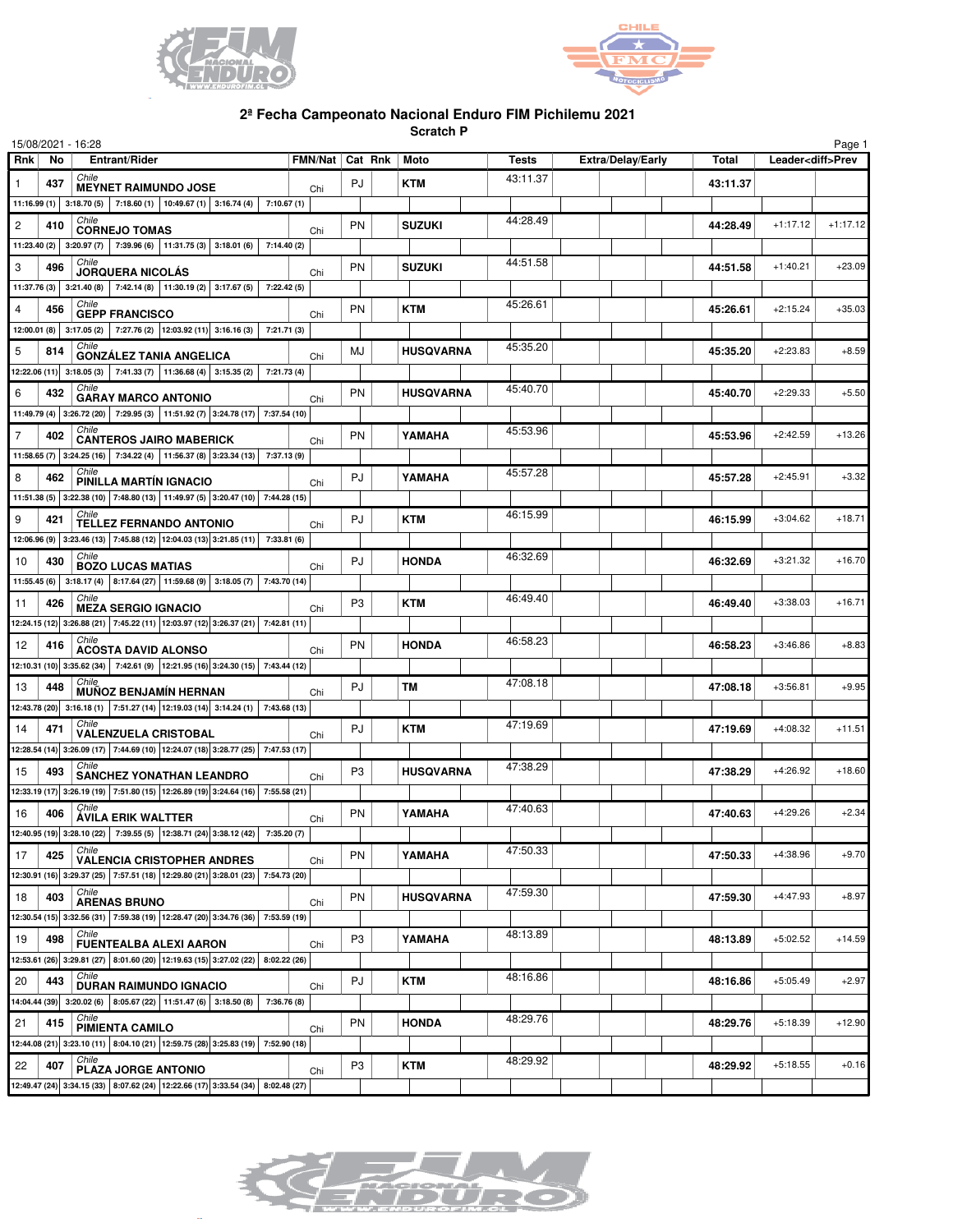## 2ª Fecha Campeonato Nacional Enduro FIM Pichilemu 2021

**Scratch P**

15/08/2021 - 16:28

| Rnk | No | Entrant/Rider | FMN/Nat | Cat | Rnk | Moto | Tests | Extra/Delay/Early | Total | Leader<diff>Prev | |
|---|---|---|---|---|---|---|---|---|---|---|---|
| 1 | 437 | Chile **MEYNET RAIMUNDO JOSE** | Chi | PJ | | **KTM** | 43:11.37 | | **43:11.37** | | |
| | | 11:16.99 (1) \| 3:18.70 (5) \| 7:18.60 (1) \| 10:49.67 (1) \| 3:16.74 (4) \| 7:10.67 (1) | | | | | | | | | |
| 2 | 410 | Chile **CORNEJO TOMAS** | Chi | PN | | **SUZUKI** | 44:28.49 | | **44:28.49** | +1:17.12 | +1:17.12 |
| | | 11:23.40 (2) \| 3:20.97 (7) \| 7:39.96 (6) \| 11:31.75 (3) \| 3:18.01 (6) \| 7:14.40 (2) | | | | | | | | | |
| 3 | 496 | Chile **JORQUERA NICOLÁS** | Chi | PN | | **SUZUKI** | 44:51.58 | | **44:51.58** | +1:40.21 | +23.09 |
| | | 11:37.76 (3) \| 3:21.40 (8) \| 7:42.14 (8) \| 11:30.19 (2) \| 3:17.67 (5) \| 7:22.42 (5) | | | | | | | | | |
| 4 | 456 | Chile **GEPP FRANCISCO** | Chi | PN | | **KTM** | 45:26.61 | | **45:26.61** | +2:15.24 | +35.03 |
| | | 12:00.01 (8) \| 3:17.05 (2) \| 7:27.76 (2) \| 12:03.92 (11) \| 3:16.16 (3) \| 7:21.71 (3) | | | | | | | | | |
| 5 | 814 | Chile **GONZÁLEZ TANIA ANGELICA** | Chi | MJ | | **HUSQVARNA** | 45:35.20 | | **45:35.20** | +2:23.83 | +8.59 |
| | | 12:22.06 (11) \| 3:18.05 (3) \| 7:41.33 (7) \| 11:36.68 (4) \| 3:15.35 (2) \| 7:21.73 (4) | | | | | | | | | |
| 6 | 432 | Chile **GARAY MARCO ANTONIO** | Chi | PN | | **HUSQVARNA** | 45:40.70 | | **45:40.70** | +2:29.33 | +5.50 |
| | | 11:49.79 (4) \| 3:26.72 (20) \| 7:29.95 (3) \| 11:51.92 (7) \| 3:24.78 (17) \| 7:37.54 (10) | | | | | | | | | |
| 7 | 402 | Chile **CANTEROS JAIRO MABERICK** | Chi | PN | | **YAMAHA** | 45:53.96 | | **45:53.96** | +2:42.59 | +13.26 |
| | | 11:58.65 (7) \| 3:24.25 (16) \| 7:34.22 (4) \| 11:56.37 (8) \| 3:23.34 (13) \| 7:37.13 (9) | | | | | | | | | |
| 8 | 462 | Chile **PINILLA MARTÍN IGNACIO** | Chi | PJ | | **YAMAHA** | 45:57.28 | | **45:57.28** | +2:45.91 | +3.32 |
| | | 11:51.38 (5) \| 3:22.38 (10) \| 7:48.80 (13) \| 11:49.97 (5) \| 3:20.47 (10) \| 7:44.28 (15) | | | | | | | | | |
| 9 | 421 | Chile **TELLEZ FERNANDO ANTONIO** | Chi | PJ | | **KTM** | 46:15.99 | | **46:15.99** | +3:04.62 | +18.71 |
| | | 12:06.96 (9) \| 3:23.46 (13) \| 7:45.88 (12) \| 12:04.03 (13) \| 3:21.85 (11) \| 7:33.81 (6) | | | | | | | | | |
| 10 | 430 | Chile **BOZO LUCAS MATIAS** | Chi | PJ | | **HONDA** | 46:32.69 | | **46:32.69** | +3:21.32 | +16.70 |
| | | 11:55.45 (6) \| 3:18.17 (4) \| 8:17.64 (27) \| 11:59.68 (9) \| 3:18.05 (7) \| 7:43.70 (14) | | | | | | | | | |
| 11 | 426 | Chile **MEZA SERGIO IGNACIO** | Chi | P3 | | **KTM** | 46:49.40 | | **46:49.40** | +3:38.03 | +16.71 |
| | | 12:24.15 (12) \| 3:26.88 (21) \| 7:45.22 (11) \| 12:03.97 (12) \| 3:26.37 (21) \| 7:42.81 (11) | | | | | | | | | |
| 12 | 416 | Chile **ACOSTA DAVID ALONSO** | Chi | PN | | **HONDA** | 46:58.23 | | **46:58.23** | +3:46.86 | +8.83 |
| | | 12:10.31 (10) \| 3:35.62 (34) \| 7:42.61 (9) \| 12:21.95 (16) \| 3:24.30 (15) \| 7:43.44 (12) | | | | | | | | | |
| 13 | 448 | Chile **MUÑOZ BENJAMÍN HERNAN** | Chi | PJ | | **TM** | 47:08.18 | | **47:08.18** | +3:56.81 | +9.95 |
| | | 12:43.78 (20) \| 3:16.18 (1) \| 7:51.27 (14) \| 12:19.03 (14) \| 3:14.24 (1) \| 7:43.68 (13) | | | | | | | | | |
| 14 | 471 | Chile **VALENZUELA CRISTOBAL** | Chi | PJ | | **KTM** | 47:19.69 | | **47:19.69** | +4:08.32 | +11.51 |
| | | 12:28.54 (14) \| 3:26.09 (17) \| 7:44.69 (10) \| 12:24.07 (18) \| 3:28.77 (25) \| 7:47.53 (17) | | | | | | | | | |
| 15 | 493 | Chile **SANCHEZ YONATHAN LEANDRO** | Chi | P3 | | **HUSQVARNA** | 47:38.29 | | **47:38.29** | +4:26.92 | +18.60 |
| | | 12:33.19 (17) \| 3:26.19 (19) \| 7:51.80 (15) \| 12:26.89 (19) \| 3:24.64 (16) \| 7:55.58 (21) | | | | | | | | | |
| 16 | 406 | Chile **ÁVILA ERIK WALTTER** | Chi | PN | | **YAMAHA** | 47:40.63 | | **47:40.63** | +4:29.26 | +2.34 |
| | | 12:40.95 (19) \| 3:28.10 (22) \| 7:39.55 (5) \| 12:38.71 (24) \| 3:38.12 (42) \| 7:35.20 (7) | | | | | | | | | |
| 17 | 425 | Chile **VALENCIA CRISTOPHER ANDRES** | Chi | PN | | **YAMAHA** | 47:50.33 | | **47:50.33** | +4:38.96 | +9.70 |
| | | 12:30.91 (16) \| 3:29.37 (25) \| 7:57.51 (18) \| 12:29.80 (21) \| 3:28.01 (23) \| 7:54.73 (20) | | | | | | | | | |
| 18 | 403 | Chile **ARENAS BRUNO** | Chi | PN | | **HUSQVARNA** | 47:59.30 | | **47:59.30** | +4:47.93 | +8.97 |
| | | 12:30.54 (15) \| 3:32.56 (31) \| 7:59.38 (19) \| 12:28.47 (20) \| 3:34.76 (36) \| 7:53.59 (19) | | | | | | | | | |
| 19 | 498 | Chile **FUENTEALBA ALEXI AARON** | Chi | P3 | | **YAMAHA** | 48:13.89 | | **48:13.89** | +5:02.52 | +14.59 |
| | | 12:53.61 (26) \| 3:29.81 (27) \| 8:01.60 (20) \| 12:19.63 (15) \| 3:27.02 (22) \| 8:02.22 (26) | | | | | | | | | |
| 20 | 443 | Chile **DURAN RAIMUNDO IGNACIO** | Chi | PJ | | **KTM** | 48:16.86 | | **48:16.86** | +5:05.49 | +2.97 |
| | | 14:04.44 (39) \| 3:20.02 (6) \| 8:05.67 (22) \| 11:51.47 (6) \| 3:18.50 (8) \| 7:36.76 (8) | | | | | | | | | |
| 21 | 415 | Chile **PIMIENTA CAMILO** | Chi | PN | | **HONDA** | 48:29.76 | | **48:29.76** | +5:18.39 | +12.90 |
| | | 12:44.08 (21) \| 3:23.10 (11) \| 8:04.10 (21) \| 12:59.75 (28) \| 3:25.83 (19) \| 7:52.90 (18) | | | | | | | | | |
| 22 | 407 | Chile **PLAZA JORGE ANTONIO** | Chi | P3 | | **KTM** | 48:29.92 | | **48:29.92** | +5:18.55 | +0.16 |
| | | 12:49.47 (24) \| 3:34.15 (33) \| 8:07.62 (24) \| 12:22.66 (17) \| 3:33.54 (34) \| 8:02.48 (27) | | | | | | | | | |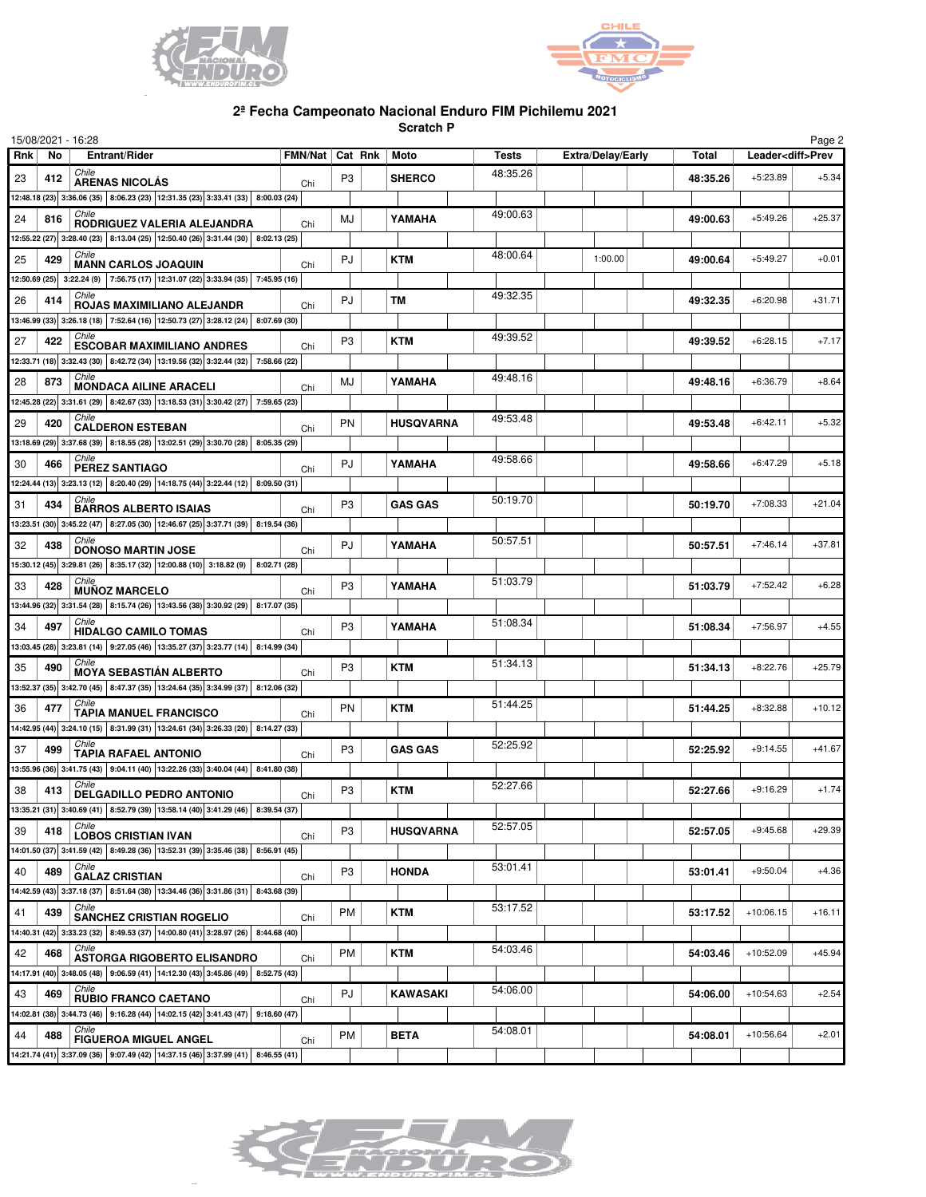## 2ª Fecha Campeonato Nacional Enduro FIM Pichilemu 2021

**Scratch P**

15/08/2021 - 16:28

| Rnk | No | Entrant/Rider | FMN/Nat | Cat | Rnk | Moto | Tests | Extra/Delay/Early | Total | Leader | diff>Prev |
|---|---|---|---|---|---|---|---|---|---|---|---|
| 23 | 412 | Chile<br>**ARENAS NICOLÁS** | Chi | P3 | | **SHERCO** | 48:35.26 | | **48:35.26** | +5:23.89 | +5.34 |
| | | 12:48.18 (23) \| 3:36.06 (35) \| 8:06.23 (23) \| 12:31.35 (23) \| 3:33.41 (33) \| 8:00.03 (24) | | | | | | | | | |
| 24 | 816 | Chile<br>**RODRIGUEZ VALERIA ALEJANDRA** | Chi | MJ | | **YAMAHA** | 49:00.63 | | **49:00.63** | +5:49.26 | +25.37 |
| | | 12:55.22 (27) \| 3:28.40 (23) \| 8:13.04 (25) \| 12:50.40 (26) \| 3:31.44 (30) \| 8:02.13 (25) | | | | | | | | | |
| 25 | 429 | Chile<br>**MANN CARLOS JOAQUIN** | Chi | PJ | | **KTM** | 48:00.64 | 1:00.00 | **49:00.64** | +5:49.27 | +0.01 |
| | | 12:50.69 (25) \| 3:22.24 (9) \| 7:56.75 (17) \| 12:31.07 (22) \| 3:33.94 (35) \| 7:45.95 (16) | | | | | | | | | |
| 26 | 414 | Chile<br>**ROJAS MAXIMILIANO ALEJANDR** | Chi | PJ | | **TM** | 49:32.35 | | **49:32.35** | +6:20.98 | +31.71 |
| | | 13:46.99 (33) \| 3:26.18 (18) \| 7:52.64 (16) \| 12:50.73 (27) \| 3:28.12 (24) \| 8:07.69 (30) | | | | | | | | | |
| 27 | 422 | Chile<br>**ESCOBAR MAXIMILIANO ANDRES** | Chi | P3 | | **KTM** | 49:39.52 | | **49:39.52** | +6:28.15 | +7.17 |
| | | 12:33.71 (18) \| 3:32.43 (30) \| 8:42.72 (34) \| 13:19.56 (32) \| 3:32.44 (32) \| 7:58.66 (22) | | | | | | | | | |
| 28 | 873 | Chile<br>**MONDACA AILINE ARACELI** | Chi | MJ | | **YAMAHA** | 49:48.16 | | **49:48.16** | +6:36.79 | +8.64 |
| | | 12:45.28 (22) \| 3:31.61 (29) \| 8:42.67 (33) \| 13:18.53 (31) \| 3:30.42 (27) \| 7:59.65 (23) | | | | | | | | | |
| 29 | 420 | Chile<br>**CALDERON ESTEBAN** | Chi | PN | | **HUSQVARNA** | 49:53.48 | | **49:53.48** | +6:42.11 | +5.32 |
| | | 13:18.69 (29) \| 3:37.68 (39) \| 8:18.55 (28) \| 13:02.51 (29) \| 3:30.70 (28) \| 8:05.35 (29) | | | | | | | | | |
| 30 | 466 | Chile<br>**PEREZ SANTIAGO** | Chi | PJ | | **YAMAHA** | 49:58.66 | | **49:58.66** | +6:47.29 | +5.18 |
| | | 12:24.44 (13) \| 3:23.13 (12) \| 8:20.40 (29) \| 14:18.75 (44) \| 3:22.44 (12) \| 8:09.50 (31) | | | | | | | | | |
| 31 | 434 | Chile<br>**BARROS ALBERTO ISAIAS** | Chi | P3 | | **GAS GAS** | 50:19.70 | | **50:19.70** | +7:08.33 | +21.04 |
| | | 13:23.51 (30) \| 3:45.22 (47) \| 8:27.05 (30) \| 12:46.67 (25) \| 3:37.71 (39) \| 8:19.54 (36) | | | | | | | | | |
| 32 | 438 | Chile<br>**DONOSO MARTIN JOSE** | Chi | PJ | | **YAMAHA** | 50:57.51 | | **50:57.51** | +7:46.14 | +37.81 |
| | | 15:30.12 (45) \| 3:29.81 (26) \| 8:35.17 (32) \| 12:00.88 (10) \| 3:18.82 (9) \| 8:02.71 (28) | | | | | | | | | |
| 33 | 428 | Chile<br>**MUÑOZ MARCELO** | Chi | P3 | | **YAMAHA** | 51:03.79 | | **51:03.79** | +7:52.42 | +6.28 |
| | | 13:44.96 (32) \| 3:31.54 (28) \| 8:15.74 (26) \| 13:43.56 (38) \| 3:30.92 (29) \| 8:17.07 (35) | | | | | | | | | |
| 34 | 497 | Chile<br>**HIDALGO CAMILO TOMAS** | Chi | P3 | | **YAMAHA** | 51:08.34 | | **51:08.34** | +7:56.97 | +4.55 |
| | | 13:03.45 (28) \| 3:23.81 (14) \| 9:27.05 (46) \| 13:35.27 (37) \| 3:23.77 (14) \| 8:14.99 (34) | | | | | | | | | |
| 35 | 490 | Chile<br>**MOYA SEBASTIÁN ALBERTO** | Chi | P3 | | **KTM** | 51:34.13 | | **51:34.13** | +8:22.76 | +25.79 |
| | | 13:52.37 (35) \| 3:42.70 (45) \| 8:47.37 (35) \| 13:24.64 (35) \| 3:34.99 (37) \| 8:12.06 (32) | | | | | | | | | |
| 36 | 477 | Chile<br>**TAPIA MANUEL FRANCISCO** | Chi | PN | | **KTM** | 51:44.25 | | **51:44.25** | +8:32.88 | +10.12 |
| | | 14:42.95 (44) \| 3:24.10 (15) \| 8:31.99 (31) \| 13:24.61 (34) \| 3:26.33 (20) \| 8:14.27 (33) | | | | | | | | | |
| 37 | 499 | Chile<br>**TAPIA RAFAEL ANTONIO** | Chi | P3 | | **GAS GAS** | 52:25.92 | | **52:25.92** | +9:14.55 | +41.67 |
| | | 13:55.96 (36) \| 3:41.75 (43) \| 9:04.11 (40) \| 13:22.26 (33) \| 3:40.04 (44) \| 8:41.80 (38) | | | | | | | | | |
| 38 | 413 | Chile<br>**DELGADILLO PEDRO ANTONIO** | Chi | P3 | | **KTM** | 52:27.66 | | **52:27.66** | +9:16.29 | +1.74 |
| | | 13:35.21 (31) \| 3:40.69 (41) \| 8:52.79 (39) \| 13:58.14 (40) \| 3:41.29 (46) \| 8:39.54 (37) | | | | | | | | | |
| 39 | 418 | Chile<br>**LOBOS CRISTIAN IVAN** | Chi | P3 | | **HUSQVARNA** | 52:57.05 | | **52:57.05** | +9:45.68 | +29.39 |
| | | 14:01.50 (37) \| 3:41.59 (42) \| 8:49.28 (36) \| 13:52.31 (39) \| 3:35.46 (38) \| 8:56.91 (45) | | | | | | | | | |
| 40 | 489 | Chile<br>**GALAZ CRISTIAN** | Chi | P3 | | **HONDA** | 53:01.41 | | **53:01.41** | +9:50.04 | +4.36 |
| | | 14:42.59 (43) \| 3:37.18 (37) \| 8:51.64 (38) \| 13:34.46 (36) \| 3:31.86 (31) \| 8:43.68 (39) | | | | | | | | | |
| 41 | 439 | Chile<br>**SANCHEZ CRISTIAN ROGELIO** | Chi | PM | | **KTM** | 53:17.52 | | **53:17.52** | +10:06.15 | +16.11 |
| | | 14:40.31 (42) \| 3:33.23 (32) \| 8:49.53 (37) \| 14:00.80 (41) \| 3:28.97 (26) \| 8:44.68 (40) | | | | | | | | | |
| 42 | 468 | Chile<br>**ASTORGA RIGOBERTO ELISANDRO** | Chi | PM | | **KTM** | 54:03.46 | | **54:03.46** | +10:52.09 | +45.94 |
| | | 14:17.91 (40) \| 3:48.05 (48) \| 9:06.59 (41) \| 14:12.30 (43) \| 3:45.86 (49) \| 8:52.75 (43) | | | | | | | | | |
| 43 | 469 | Chile<br>**RUBIO FRANCO CAETANO** | Chi | PJ | | **KAWASAKI** | 54:06.00 | | **54:06.00** | +10:54.63 | +2.54 |
| | | 14:02.81 (38) \| 3:44.73 (46) \| 9:16.28 (44) \| 14:02.15 (42) \| 3:41.43 (47) \| 9:18.60 (47) | | | | | | | | | |
| 44 | 488 | Chile<br>**FIGUEROA MIGUEL ANGEL** | Chi | PM | | **BETA** | 54:08.01 | | **54:08.01** | +10:56.64 | +2.01 |
| | | 14:21.74 (41) \| 3:37.09 (36) \| 9:07.49 (42) \| 14:37.15 (46) \| 3:37.99 (41) \| 8:46.55 (41) | | | | | | | | | |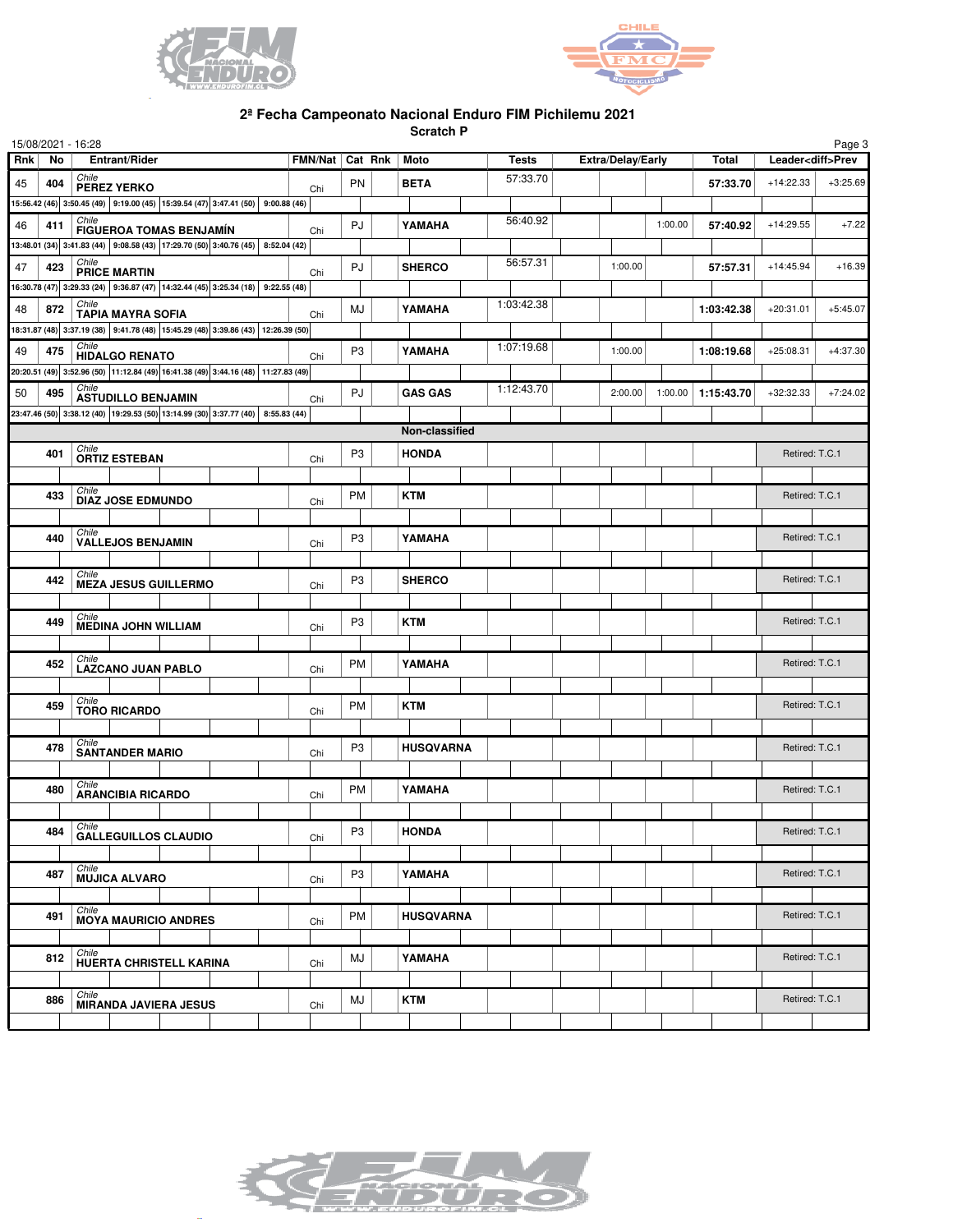## 2ª Fecha Campeonato Nacional Enduro FIM Pichilemu 2021

**Scratch P**

15/08/2021 - 16:28

| Rnk | No | Entrant/Rider | FMN/Nat | Cat | Rnk | Moto | Tests | Extra/Delay/Early | | | Total | Leader<diff>Prev | |
|---|---|---|---|---|---|---|---|---|---|---|---|---|---|
| 45 | 404 | Chile **PEREZ YERKO** | Chi | PN | | **BETA** | 57:33.70 | | | | **57:33.70** | +14:22.33 | +3:25.69 |
| | | 15:56.42 (46) \| 3:50.45 (49) \| 9:19.00 (45) \| 15:39.54 (47) \| 3:47.41 (50) \| 9:00.88 (46) | | | | | | | | | | | |
| 46 | 411 | Chile **FIGUEROA TOMAS BENJAMÍN** | Chi | PJ | | **YAMAHA** | 56:40.92 | | | 1:00.00 | **57:40.92** | +14:29.55 | +7.22 |
| | | 13:48.01 (34) \| 3:41.83 (44) \| 9:08.58 (43) \| 17:29.70 (50) \| 3:40.76 (45) \| 8:52.04 (42) | | | | | | | | | | | |
| 47 | 423 | Chile **PRICE MARTIN** | Chi | PJ | | **SHERCO** | 56:57.31 | | 1:00.00 | | **57:57.31** | +14:45.94 | +16.39 |
| | | 16:30.78 (47) \| 3:29.33 (24) \| 9:36.87 (47) \| 14:32.44 (45) \| 3:25.34 (18) \| 9:22.55 (48) | | | | | | | | | | | |
| 48 | 872 | Chile **TAPIA MAYRA SOFIA** | Chi | MJ | | **YAMAHA** | 1:03:42.38 | | | | **1:03:42.38** | +20:31.01 | +5:45.07 |
| | | 18:31.87 (48) \| 3:37.19 (38) \| 9:41.78 (48) \| 15:45.29 (48) \| 3:39.86 (43) \| 12:26.39 (50) | | | | | | | | | | | |
| 49 | 475 | Chile **HIDALGO RENATO** | Chi | P3 | | **YAMAHA** | 1:07:19.68 | | 1:00.00 | | **1:08:19.68** | +25:08.31 | +4:37.30 |
| | | 20:20.51 (49) \| 3:52.96 (50) \| 11:12.84 (49) \| 16:41.38 (49) \| 3:44.16 (48) \| 11:27.83 (49) | | | | | | | | | | | |
| 50 | 495 | Chile **ASTUDILLO BENJAMIN** | Chi | PJ | | **GAS GAS** | 1:12:43.70 | | 2:00.00 | 1:00.00 | **1:15:43.70** | +32:32.33 | +7:24.02 |
| | | 23:47.46 (50) \| 3:38.12 (40) \| 19:29.53 (50) \| 13:14.99 (30) \| 3:37.77 (40) \| 8:55.83 (44) | | | | | | | | | | | |
| | | | | | | **Non-classified** | | | | | | | |
| | 401 | Chile **ORTIZ ESTEBAN** | Chi | P3 | | **HONDA** | | | | | | Retired: T.C.1 | |
| | 433 | Chile **DIAZ JOSE EDMUNDO** | Chi | PM | | **KTM** | | | | | | Retired: T.C.1 | |
| | 440 | Chile **VALLEJOS BENJAMIN** | Chi | P3 | | **YAMAHA** | | | | | | Retired: T.C.1 | |
| | 442 | Chile **MEZA JESUS GUILLERMO** | Chi | P3 | | **SHERCO** | | | | | | Retired: T.C.1 | |
| | 449 | Chile **MEDINA JOHN WILLIAM** | Chi | P3 | | **KTM** | | | | | | Retired: T.C.1 | |
| | 452 | Chile **LAZCANO JUAN PABLO** | Chi | PM | | **YAMAHA** | | | | | | Retired: T.C.1 | |
| | 459 | Chile **TORO RICARDO** | Chi | PM | | **KTM** | | | | | | Retired: T.C.1 | |
| | 478 | Chile **SANTANDER MARIO** | Chi | P3 | | **HUSQVARNA** | | | | | | Retired: T.C.1 | |
| | 480 | Chile **ARANCIBIA RICARDO** | Chi | PM | | **YAMAHA** | | | | | | Retired: T.C.1 | |
| | 484 | Chile **GALLEGUILLOS CLAUDIO** | Chi | P3 | | **HONDA** | | | | | | Retired: T.C.1 | |
| | 487 | Chile **MUJICA ALVARO** | Chi | P3 | | **YAMAHA** | | | | | | Retired: T.C.1 | |
| | 491 | Chile **MOYA MAURICIO ANDRES** | Chi | PM | | **HUSQVARNA** | | | | | | Retired: T.C.1 | |
| | 812 | Chile **HUERTA CHRISTELL KARINA** | Chi | MJ | | **YAMAHA** | | | | | | Retired: T.C.1 | |
| | 886 | Chile **MIRANDA JAVIERA JESUS** | Chi | MJ | | **KTM** | | | | | | Retired: T.C.1 | |